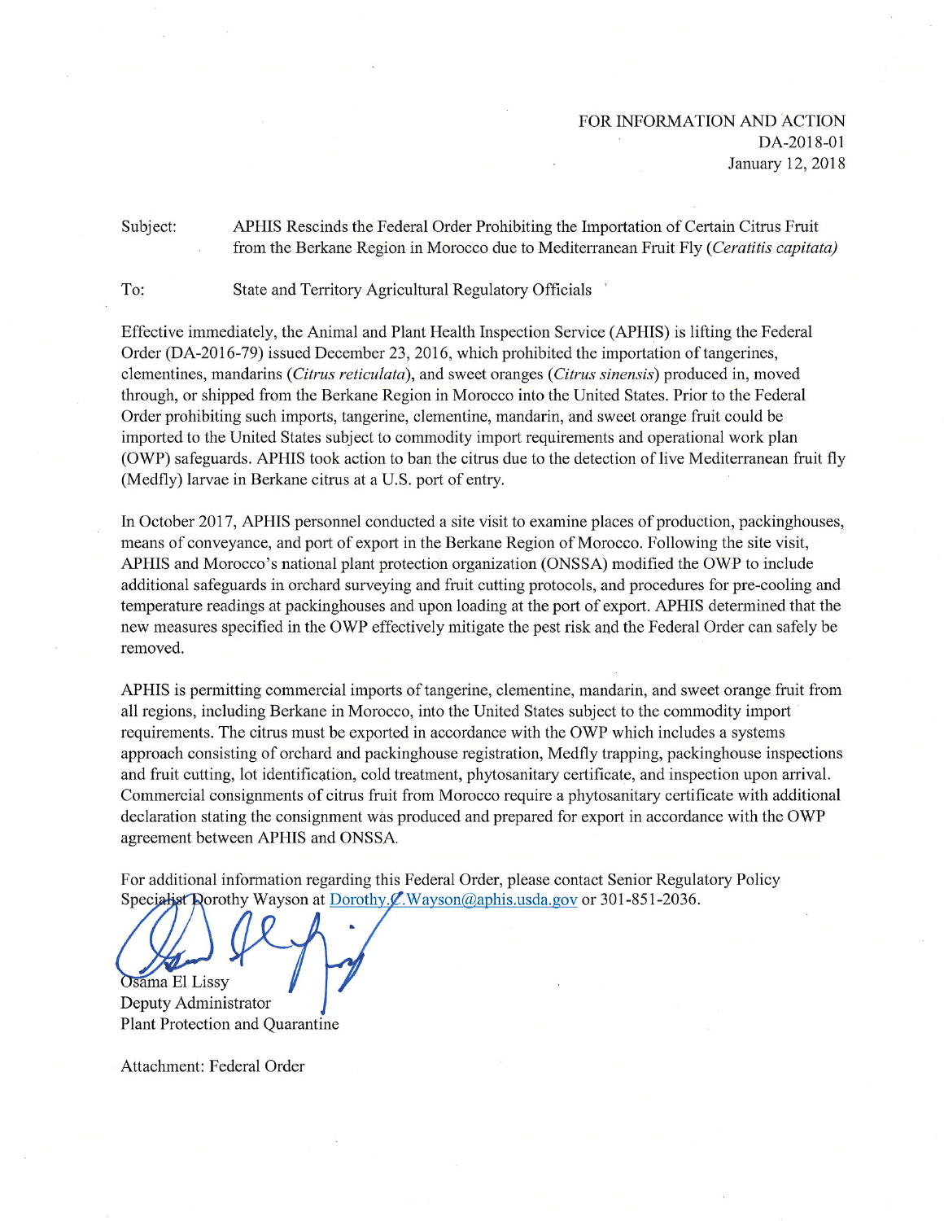FOR INFORMATION AND ACTION
DA-2018-01
January 12, 2018

Subject: APHIS Rescinds the Federal Order Prohibiting the Importation of Certain Citrus Fruit from the Berkane Region in Morocco due to Mediterranean Fruit Fly (*Ceratitis capitata)*

To: State and Territory Agricultural Regulatory Officials

Effective immediately, the Animal and Plant Health Inspection Service (APHIS) is lifting the Federal Order (DA-2016-79) issued December 23, 2016, which prohibited the importation of tangerines, clementines, mandarins (*Citrus reticulata*), and sweet oranges (*Citrus sinensis*) produced in, moved through, or shipped from the Berkane Region in Morocco into the United States. Prior to the Federal Order prohibiting such imports, tangerine, clementine, mandarin, and sweet orange fruit could be imported to the United States subject to commodity import requirements and operational work plan (OWP) safeguards. APHIS took action to ban the citrus due to the detection of live Mediterranean fruit fly (Medfly) larvae in Berkane citrus at a U.S. port of entry.

In October 2017, APHIS personnel conducted a site visit to examine places of production, packinghouses, means of conveyance, and port of export in the Berkane Region of Morocco. Following the site visit, APHIS and Morocco's national plant protection organization (ONSSA) modified the OWP to include additional safeguards in orchard surveying and fruit cutting protocols, and procedures for pre-cooling and temperature readings at packinghouses and upon loading at the port of export. APHIS determined that the new measures specified in the OWP effectively mitigate the pest risk and the Federal Order can safely be removed.

APHIS is permitting commercial imports of tangerine, clementine, mandarin, and sweet orange fruit from all regions, including Berkane in Morocco, into the United States subject to the commodity import requirements. The citrus must be exported in accordance with the OWP which includes a systems approach consisting of orchard and packinghouse registration, Medfly trapping, packinghouse inspections and fruit cutting, lot identification, cold treatment, phytosanitary certificate, and inspection upon arrival. Commercial consignments of citrus fruit from Morocco require a phytosanitary certificate with additional declaration stating the consignment was produced and prepared for export in accordance with the OWP agreement between APHIS and ONSSA.

For additional information regarding this Federal Order, please contact Senior Regulatory Policy Specialist Dorothy Wayson at Dorothy.C.Wayson@aphis.usda.gov or 301-851-2036.

Osama El Lissy
Deputy Administrator
Plant Protection and Quarantine

Attachment: Federal Order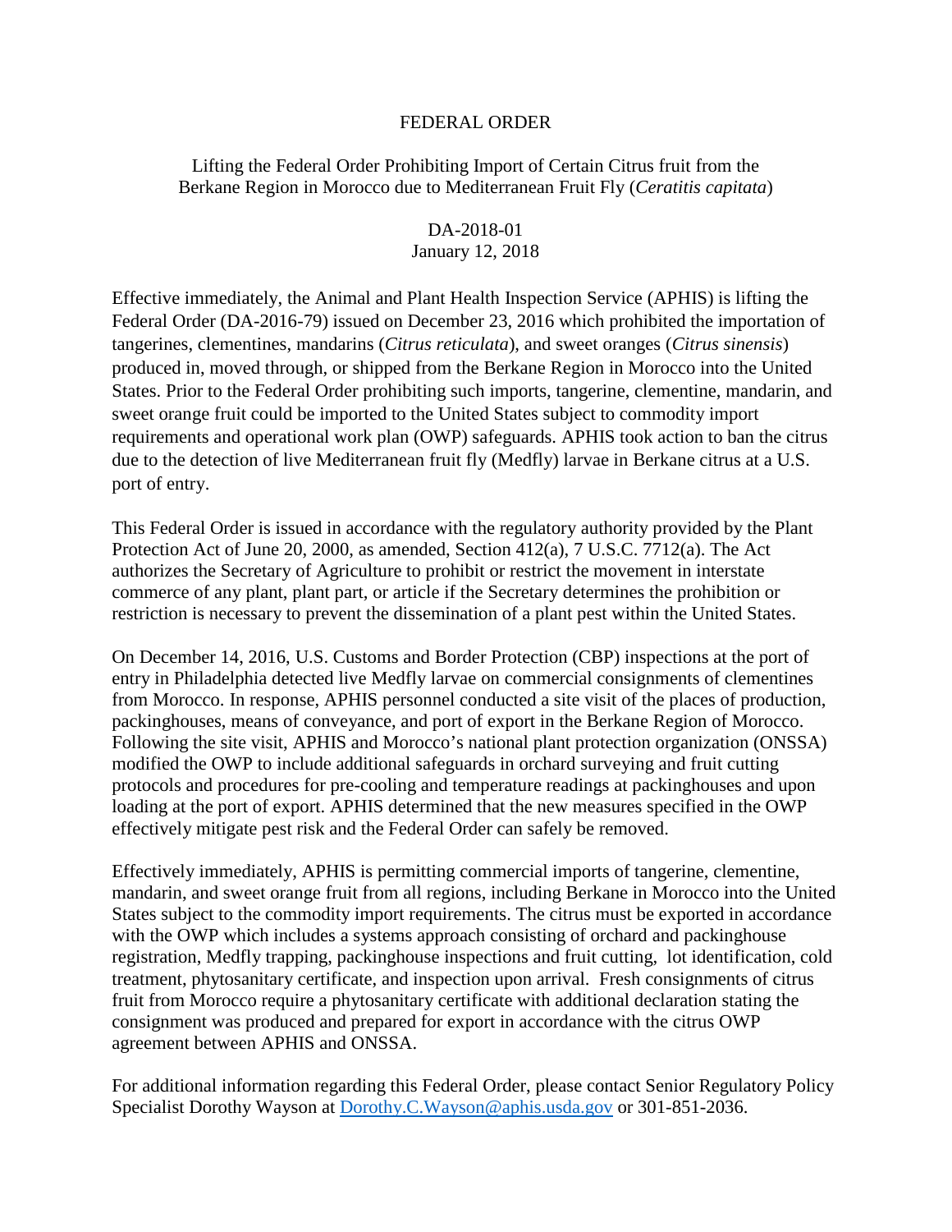# FEDERAL ORDER

## Lifting the Federal Order Prohibiting Import of Certain Citrus fruit from the Berkane Region in Morocco due to Mediterranean Fruit Fly (*Ceratitis capitata*)

DA-2018-01
January 12, 2018

Effective immediately, the Animal and Plant Health Inspection Service (APHIS) is lifting the Federal Order (DA-2016-79) issued on December 23, 2016 which prohibited the importation of tangerines, clementines, mandarins (*Citrus reticulata*), and sweet oranges (*Citrus sinensis*) produced in, moved through, or shipped from the Berkane Region in Morocco into the United States. Prior to the Federal Order prohibiting such imports, tangerine, clementine, mandarin, and sweet orange fruit could be imported to the United States subject to commodity import requirements and operational work plan (OWP) safeguards. APHIS took action to ban the citrus due to the detection of live Mediterranean fruit fly (Medfly) larvae in Berkane citrus at a U.S. port of entry.

This Federal Order is issued in accordance with the regulatory authority provided by the Plant Protection Act of June 20, 2000, as amended, Section 412(a), 7 U.S.C. 7712(a). The Act authorizes the Secretary of Agriculture to prohibit or restrict the movement in interstate commerce of any plant, plant part, or article if the Secretary determines the prohibition or restriction is necessary to prevent the dissemination of a plant pest within the United States.

On December 14, 2016, U.S. Customs and Border Protection (CBP) inspections at the port of entry in Philadelphia detected live Medfly larvae on commercial consignments of clementines from Morocco. In response, APHIS personnel conducted a site visit of the places of production, packinghouses, means of conveyance, and port of export in the Berkane Region of Morocco. Following the site visit, APHIS and Morocco's national plant protection organization (ONSSA) modified the OWP to include additional safeguards in orchard surveying and fruit cutting protocols and procedures for pre-cooling and temperature readings at packinghouses and upon loading at the port of export. APHIS determined that the new measures specified in the OWP effectively mitigate pest risk and the Federal Order can safely be removed.

Effectively immediately, APHIS is permitting commercial imports of tangerine, clementine, mandarin, and sweet orange fruit from all regions, including Berkane in Morocco into the United States subject to the commodity import requirements. The citrus must be exported in accordance with the OWP which includes a systems approach consisting of orchard and packinghouse registration, Medfly trapping, packinghouse inspections and fruit cutting, lot identification, cold treatment, phytosanitary certificate, and inspection upon arrival. Fresh consignments of citrus fruit from Morocco require a phytosanitary certificate with additional declaration stating the consignment was produced and prepared for export in accordance with the citrus OWP agreement between APHIS and ONSSA.

For additional information regarding this Federal Order, please contact Senior Regulatory Policy Specialist Dorothy Wayson at Dorothy.C.Wayson@aphis.usda.gov or 301-851-2036.